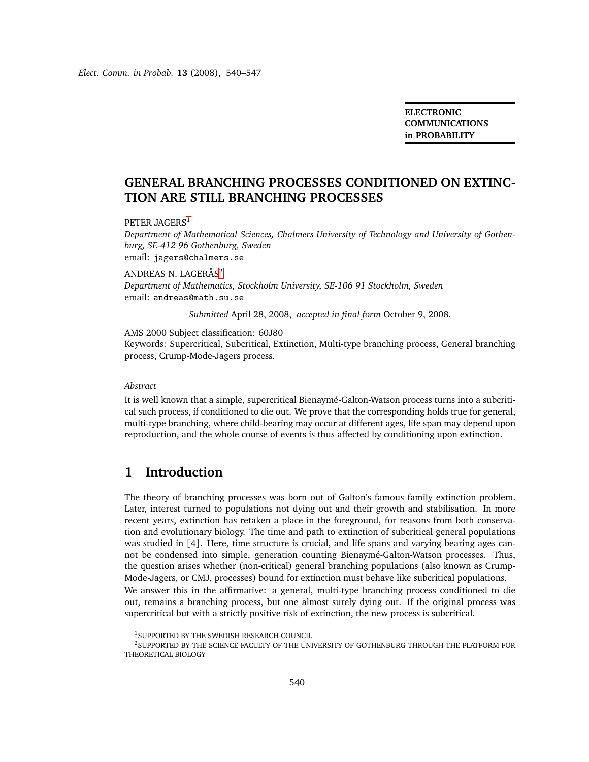**ELECTRONIC COMMUNICATIONS in PROBABILITY**

# GENERAL BRANCHING PROCESSES CONDITIONED ON EXTINCTION ARE STILL BRANCHING PROCESSES

PETER JAGERS[1]

*Department of Mathematical Sciences, Chalmers University of Technology and University of Gothenburg, SE-412 96 Gothenburg, Sweden*

email: jagers@chalmers.se

ANDREAS N. LAGERÅS[2]

*Department of Mathematics, Stockholm University, SE-106 91 Stockholm, Sweden*

email: andreas@math.su.se

*Submitted* April 28, 2008, *accepted in final form* October 9, 2008.

AMS 2000 Subject classification: 60J80

Keywords: Supercritical, Subcritical, Extinction, Multi-type branching process, General branching process, Crump-Mode-Jagers process.

*Abstract*

It is well known that a simple, supercritical Bienaymé-Galton-Watson process turns into a subcritical such process, if conditioned to die out. We prove that the corresponding holds true for general, multi-type branching, where child-bearing may occur at different ages, life span may depend upon reproduction, and the whole course of events is thus affected by conditioning upon extinction.

## 1 Introduction

The theory of branching processes was born out of Galton's famous family extinction problem. Later, interest turned to populations not dying out and their growth and stabilisation. In more recent years, extinction has retaken a place in the foreground, for reasons from both conservation and evolutionary biology. The time and path to extinction of subcritical general populations was studied in [4]. Here, time structure is crucial, and life spans and varying bearing ages cannot be condensed into simple, generation counting Bienaymé-Galton-Watson processes. Thus, the question arises whether (non-critical) general branching populations (also known as Crump-Mode-Jagers, or CMJ, processes) bound for extinction must behave like subcritical populations.

We answer this in the affirmative: a general, multi-type branching process conditioned to die out, remains a branching process, but one almost surely dying out. If the original process was supercritical but with a strictly positive risk of extinction, the new process is subcritical.

[1] SUPPORTED BY THE SWEDISH RESEARCH COUNCIL

[2] SUPPORTED BY THE SCIENCE FACULTY OF THE UNIVERSITY OF GOTHENBURG THROUGH THE PLATFORM FOR THEORETICAL BIOLOGY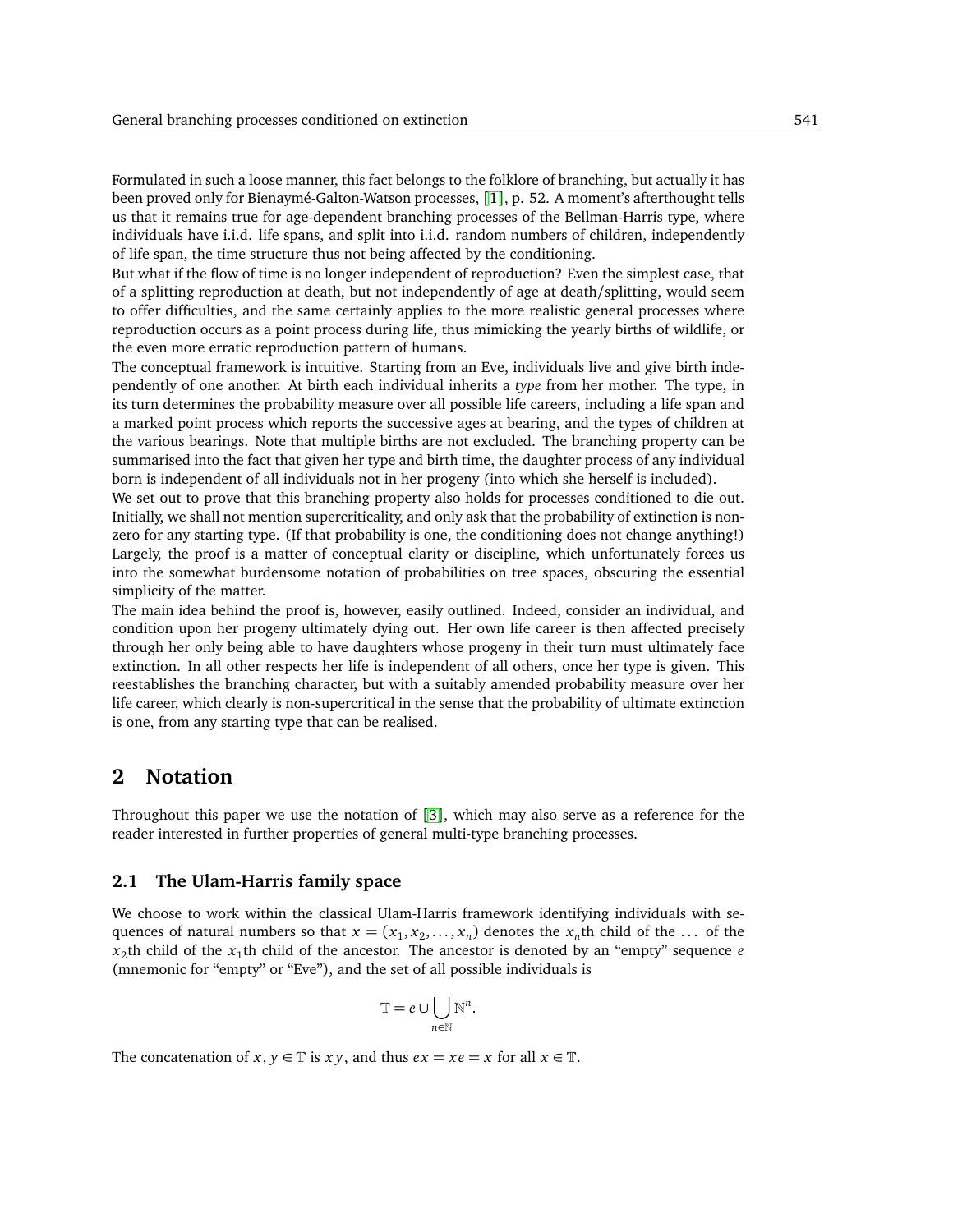Formulated in such a loose manner, this fact belongs to the folklore of branching, but actually it has been proved only for Bienaymé-Galton-Watson processes, [1], p. 52. A moment's afterthought tells us that it remains true for age-dependent branching processes of the Bellman-Harris type, where individuals have i.i.d. life spans, and split into i.i.d. random numbers of children, independently of life span, the time structure thus not being affected by the conditioning.

But what if the flow of time is no longer independent of reproduction? Even the simplest case, that of a splitting reproduction at death, but not independently of age at death/splitting, would seem to offer difficulties, and the same certainly applies to the more realistic general processes where reproduction occurs as a point process during life, thus mimicking the yearly births of wildlife, or the even more erratic reproduction pattern of humans.

The conceptual framework is intuitive. Starting from an Eve, individuals live and give birth independently of one another. At birth each individual inherits a *type* from her mother. The type, in its turn determines the probability measure over all possible life careers, including a life span and a marked point process which reports the successive ages at bearing, and the types of children at the various bearings. Note that multiple births are not excluded. The branching property can be summarised into the fact that given her type and birth time, the daughter process of any individual born is independent of all individuals not in her progeny (into which she herself is included).

We set out to prove that this branching property also holds for processes conditioned to die out. Initially, we shall not mention supercriticality, and only ask that the probability of extinction is non-zero for any starting type. (If that probability is one, the conditioning does not change anything!) Largely, the proof is a matter of conceptual clarity or discipline, which unfortunately forces us into the somewhat burdensome notation of probabilities on tree spaces, obscuring the essential simplicity of the matter.

The main idea behind the proof is, however, easily outlined. Indeed, consider an individual, and condition upon her progeny ultimately dying out. Her own life career is then affected precisely through her only being able to have daughters whose progeny in their turn must ultimately face extinction. In all other respects her life is independent of all others, once her type is given. This reestablishes the branching character, but with a suitably amended probability measure over her life career, which clearly is non-supercritical in the sense that the probability of ultimate extinction is one, from any starting type that can be realised.

## 2 Notation

Throughout this paper we use the notation of [3], which may also serve as a reference for the reader interested in further properties of general multi-type branching processes.

### 2.1 The Ulam-Harris family space

We choose to work within the classical Ulam-Harris framework identifying individuals with sequences of natural numbers so that $x = (x_1, x_2, \dots, x_n)$ denotes the $x_n$th child of the ... of the $x_2$th child of the $x_1$th child of the ancestor. The ancestor is denoted by an "empty" sequence $e$ (mnemonic for "empty" or "Eve"), and the set of all possible individuals is

$$\mathbb{T} = e \cup \bigcup_{n \in \mathbb{N}} \mathbb{N}^n.$$

The concatenation of $x, y \in \mathbb{T}$ is $xy$, and thus $ex = xe = x$ for all $x \in \mathbb{T}$.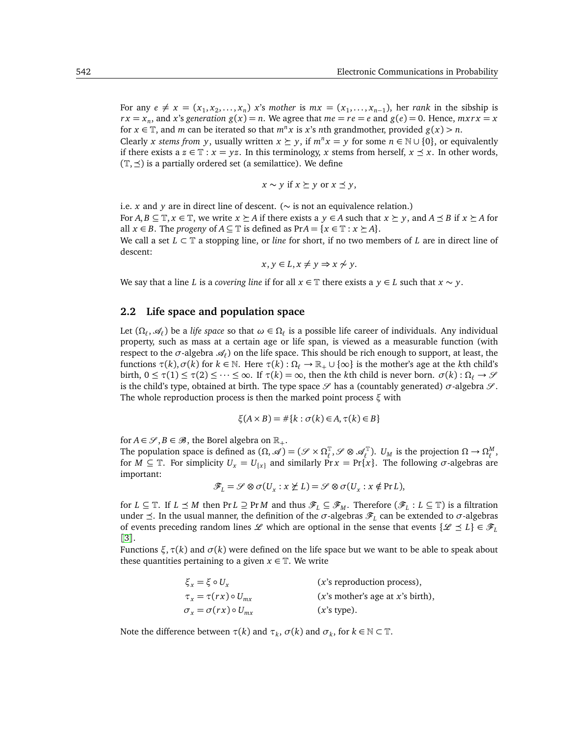For any $e \neq x = (x_1, x_2, \ldots, x_n)$ $x$'s *mother* is $mx = (x_1, \ldots, x_{n-1})$, her *rank* in the sibship is $rx = x_n$, and $x$'s *generation* $g(x) = n$. We agree that $me = re = e$ and $g(e) = 0$. Hence, $mxrx = x$ for $x \in \mathbb{T}$, and $m$ can be iterated so that $m^n x$ is $x$'s $n$th grandmother, provided $g(x) > n$.

Clearly $x$ *stems from* $y$, usually written $x \succeq y$, if $m^n x = y$ for some $n \in \mathbb{N} \cup \{0\}$, or equivalently if there exists a $z \in \mathbb{T} : x = yz$. In this terminology, $x$ stems from herself, $x \preceq x$. In other words, $(\mathbb{T}, \preceq)$ is a partially ordered set (a semilattice). We define

$$x \sim y \text{ if } x \succeq y \text{ or } x \preceq y,$$

i.e. $x$ and $y$ are in direct line of descent. ($\sim$ is not an equivalence relation.)

For $A, B \subseteq \mathbb{T}, x \in \mathbb{T}$, we write $x \succeq A$ if there exists a $y \in A$ such that $x \succeq y$, and $A \preceq B$ if $x \succeq A$ for all $x \in B$. The *progeny* of $A \subseteq \mathbb{T}$ is defined as $\Pr A = \{x \in \mathbb{T} : x \succeq A\}$.

We call a set $L \subset \mathbb{T}$ a stopping line, or *line* for short, if no two members of $L$ are in direct line of descent:

$$x, y \in L, x \neq y \Rightarrow x \not\sim y.$$

We say that a line $L$ is a *covering line* if for all $x \in \mathbb{T}$ there exists a $y \in L$ such that $x \sim y$.

## 2.2 Life space and population space

Let $(\Omega_\ell, \mathscr{A}_\ell)$ be a *life space* so that $\omega \in \Omega_\ell$ is a possible life career of individuals. Any individual property, such as mass at a certain age or life span, is viewed as a measurable function (with respect to the $\sigma$-algebra $\mathscr{A}_\ell$) on the life space. This should be rich enough to support, at least, the functions $\tau(k), \sigma(k)$ for $k \in \mathbb{N}$. Here $\tau(k) : \Omega_\ell \to \mathbb{R}_+ \cup \{\infty\}$ is the mother's age at the $k$th child's birth, $0 \leq \tau(1) \leq \tau(2) \leq \cdots \leq \infty$. If $\tau(k) = \infty$, then the $k$th child is never born. $\sigma(k) : \Omega_\ell \to \mathscr{S}$ is the child's type, obtained at birth. The type space $\mathscr{S}$ has a (countably generated) $\sigma$-algebra $\mathscr{S}$. The whole reproduction process is then the marked point process $\xi$ with

$$\xi(A \times B) = \#\{k : \sigma(k) \in A, \tau(k) \in B\}$$

for $A \in \mathscr{S}, B \in \mathscr{B}$, the Borel algebra on $\mathbb{R}_+$.

The population space is defined as $(\Omega, \mathscr{A}) = (\mathscr{S} \times \Omega_\ell^{\mathbb{T}}, \mathscr{S} \otimes \mathscr{A}_\ell^{\mathbb{T}})$. $U_M$ is the projection $\Omega \to \Omega_\ell^M$, for $M \subseteq \mathbb{T}$. For simplicity $U_x = U_{\{x\}}$ and similarly $\Pr x = \Pr\{x\}$. The following $\sigma$-algebras are important:

$$\mathscr{F}_L = \mathscr{S} \otimes \sigma(U_x : x \not\succeq L) = \mathscr{S} \otimes \sigma(U_x : x \notin \Pr L),$$

for $L \subseteq \mathbb{T}$. If $L \preceq M$ then $\Pr L \supseteq \Pr M$ and thus $\mathscr{F}_L \subseteq \mathscr{F}_M$. Therefore $(\mathscr{F}_L : L \subseteq \mathbb{T})$ is a filtration under $\preceq$. In the usual manner, the definition of the $\sigma$-algebras $\mathscr{F}_L$ can be extended to $\sigma$-algebras of events preceding random lines $\mathscr{L}$ which are optional in the sense that events $\{\mathscr{L} \preceq L\} \in \mathscr{F}_L$ [3].

Functions $\xi, \tau(k)$ and $\sigma(k)$ were defined on the life space but we want to be able to speak about these quantities pertaining to a given $x \in \mathbb{T}$. We write

$$\begin{aligned}
\xi_x &= \xi \circ U_x && (x\text{'s reproduction process}), \\
\tau_x &= \tau(rx) \circ U_{mx} && (x\text{'s mother's age at } x\text{'s birth}), \\
\sigma_x &= \sigma(rx) \circ U_{mx} && (x\text{'s type}).
\end{aligned}$$

Note the difference between $\tau(k)$ and $\tau_k$, $\sigma(k)$ and $\sigma_k$, for $k \in \mathbb{N} \subset \mathbb{T}$.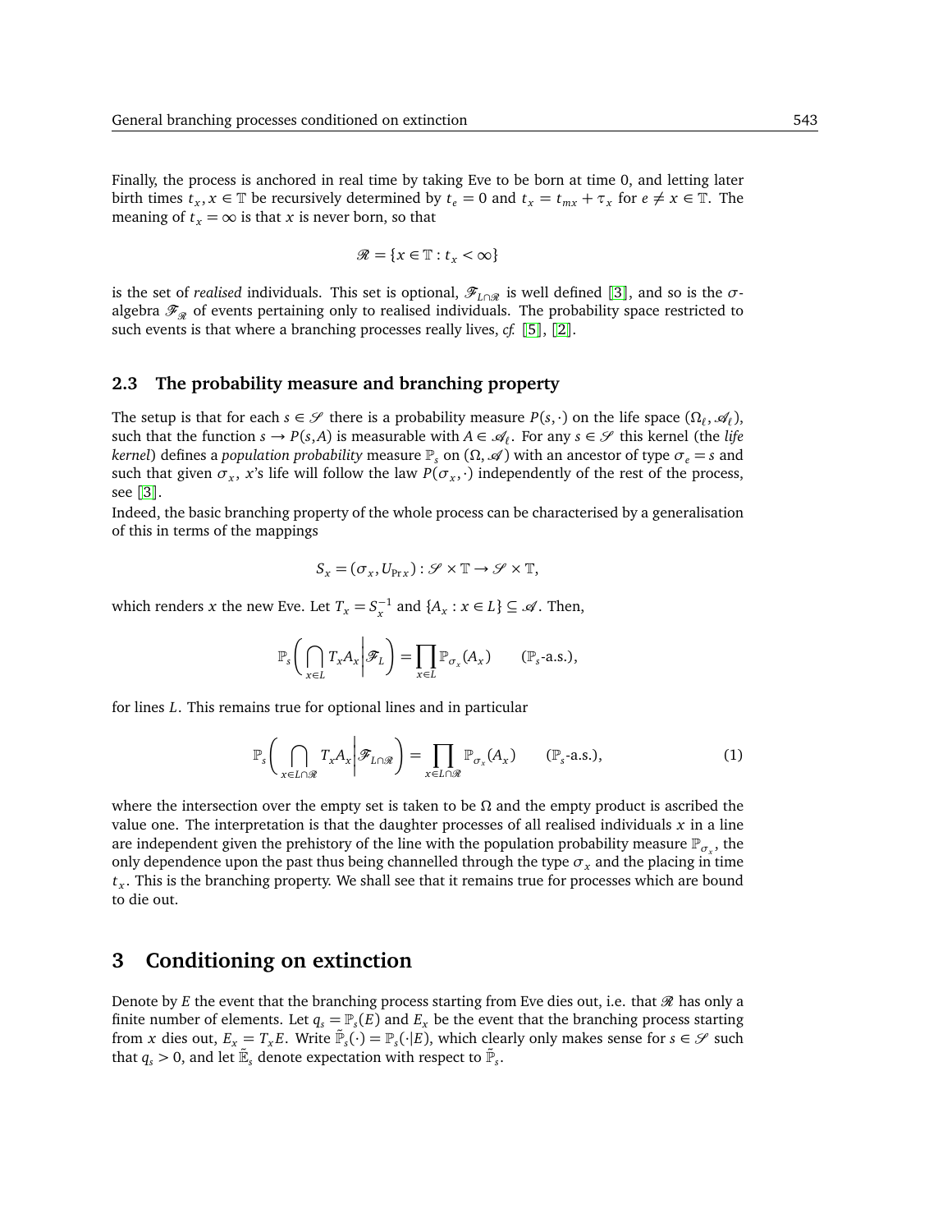Finally, the process is anchored in real time by taking Eve to be born at time 0, and letting later birth times $t_x, x \in \mathbb{T}$ be recursively determined by $t_e = 0$ and $t_x = t_{mx} + \tau_x$ for $e \neq x \in \mathbb{T}$. The meaning of $t_x = \infty$ is that $x$ is never born, so that

$$\mathcal{R} = \{x \in \mathbb{T} : t_x < \infty\}$$

is the set of *realised* individuals. This set is optional, $\mathcal{F}_{L\cap\mathcal{R}}$ is well defined [3], and so is the $\sigma$-algebra $\mathcal{F}_{\mathcal{R}}$ of events pertaining only to realised individuals. The probability space restricted to such events is that where a branching processes really lives, *cf.* [5], [2].

### 2.3 The probability measure and branching property

The setup is that for each $s \in \mathcal{S}$ there is a probability measure $P(s,\cdot)$ on the life space $(\Omega_\ell, \mathcal{A}_\ell)$, such that the function $s \to P(s,A)$ is measurable with $A \in \mathcal{A}_\ell$. For any $s \in \mathcal{S}$ this kernel (the *life kernel*) defines a *population probability* measure $\mathbb{P}_s$ on $(\Omega, \mathcal{A})$ with an ancestor of type $\sigma_e = s$ and such that given $\sigma_x$, $x$'s life will follow the law $P(\sigma_x, \cdot)$ independently of the rest of the process, see [3].

Indeed, the basic branching property of the whole process can be characterised by a generalisation of this in terms of the mappings

$$S_x = (\sigma_x, U_{\mathrm{Pr}\,x}) : \mathcal{S} \times \mathbb{T} \to \mathcal{S} \times \mathbb{T},$$

which renders $x$ the new Eve. Let $T_x = S_x^{-1}$ and $\{A_x : x \in L\} \subseteq \mathcal{A}$. Then,

$$\mathbb{P}_s\bigg(\bigcap_{x\in L} T_x A_x \bigg| \mathcal{F}_L\bigg) = \prod_{x\in L} \mathbb{P}_{\sigma_x}(A_x) \qquad (\mathbb{P}_s\text{-a.s.}),$$

for lines $L$. This remains true for optional lines and in particular

$$\mathbb{P}_s\bigg(\bigcap_{x\in L\cap\mathcal{R}} T_x A_x \bigg| \mathcal{F}_{L\cap\mathcal{R}}\bigg) = \prod_{x\in L\cap\mathcal{R}} \mathbb{P}_{\sigma_x}(A_x) \qquad (\mathbb{P}_s\text{-a.s.}), \tag{1}$$

where the intersection over the empty set is taken to be $\Omega$ and the empty product is ascribed the value one. The interpretation is that the daughter processes of all realised individuals $x$ in a line are independent given the prehistory of the line with the population probability measure $\mathbb{P}_{\sigma_x}$, the only dependence upon the past thus being channelled through the type $\sigma_x$ and the placing in time $t_x$. This is the branching property. We shall see that it remains true for processes which are bound to die out.

## 3 Conditioning on extinction

Denote by $E$ the event that the branching process starting from Eve dies out, i.e. that $\mathcal{R}$ has only a finite number of elements. Let $q_s = \mathbb{P}_s(E)$ and $E_x$ be the event that the branching process starting from $x$ dies out, $E_x = T_x E$. Write $\tilde{\mathbb{P}}_s(\cdot) = \mathbb{P}_s(\cdot|E)$, which clearly only makes sense for $s \in \mathcal{S}$ such that $q_s > 0$, and let $\tilde{\mathbb{E}}_s$ denote expectation with respect to $\tilde{\mathbb{P}}_s$.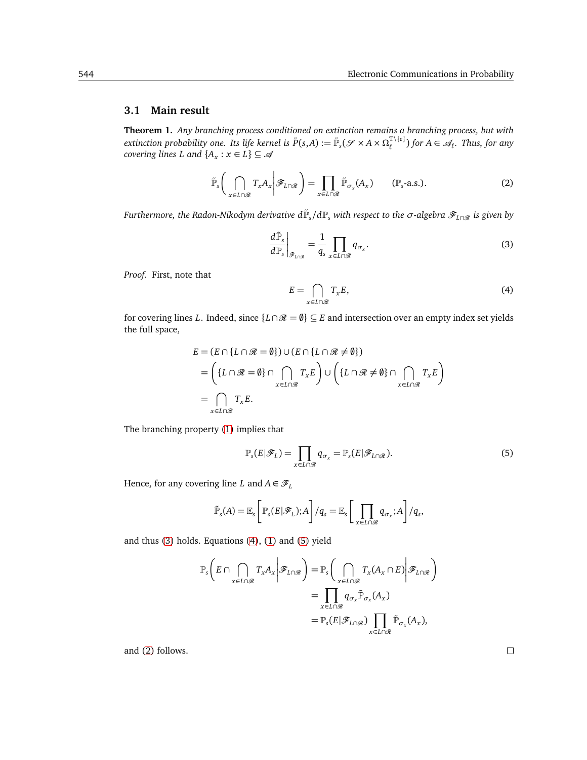### 3.1 Main result

**Theorem 1.** *Any branching process conditioned on extinction remains a branching process, but with extinction probability one. Its life kernel is* $\tilde{P}(s,A) := \tilde{\mathbb{P}}_s(\mathscr{S} \times A \times \Omega_\ell^{\mathbb{T}\setminus\{e\}})$ *for* $A \in \mathscr{A}_\ell$*. Thus, for any covering lines* $L$ *and* $\{A_x : x \in L\} \subseteq \mathscr{A}$

$$\tilde{\mathbb{P}}_s\left( \bigcap_{x \in L\cap\mathscr{R}} T_x A_x \middle| \mathscr{F}_{L\cap\mathscr{R}} \right) = \prod_{x\in L\cap\mathscr{R}} \tilde{\mathbb{P}}_{\sigma_x}(A_x) \qquad (\mathbb{P}_s\text{-a.s.}). \tag{2}$$

*Furthermore, the Radon-Nikodym derivative* $d\tilde{\mathbb{P}}_s / d\mathbb{P}_s$ *with respect to the* $\sigma$*-algebra* $\mathscr{F}_{L\cap\mathscr{R}}$ *is given by*

$$\left.\frac{d\tilde{\mathbb{P}}_s}{d\mathbb{P}_s}\right|_{\mathscr{F}_{L\cap\mathscr{R}}} = \frac{1}{q_s} \prod_{x \in L\cap\mathscr{R}} q_{\sigma_x}. \tag{3}$$

*Proof.* First, note that

$$E = \bigcap_{x\in L\cap\mathscr{R}} T_x E, \tag{4}$$

for covering lines $L$. Indeed, since $\{L \cap \mathscr{R} = \emptyset\} \subseteq E$ and intersection over an empty index set yields the full space,

$$\begin{aligned}
E &= (E \cap \{L\cap\mathscr{R} = \emptyset\}) \cup (E \cap \{L \cap \mathscr{R} \neq \emptyset\}) \\
&= \left( \{L\cap\mathscr{R} = \emptyset\} \cap \bigcap_{x\in L\cap\mathscr{R}} T_x E \right) \cup \left( \{L\cap\mathscr{R} \neq \emptyset\} \cap \bigcap_{x\in L\cap\mathscr{R}} T_x E \right) \\
&= \bigcap_{x\in L\cap\mathscr{R}} T_x E.
\end{aligned}$$

The branching property (1) implies that

$$\mathbb{P}_s(E|\mathscr{F}_L) = \prod_{x\in L\cap\mathscr{R}} q_{\sigma_x} = \mathbb{P}_s(E|\mathscr{F}_{L\cap\mathscr{R}}). \tag{5}$$

Hence, for any covering line $L$ and $A \in \mathscr{F}_L$

$$\tilde{\mathbb{P}}_s(A) = \mathbb{E}_s\left[ \mathbb{P}_s(E|\mathscr{F}_L); A \right] / q_s = \mathbb{E}_s\left[ \prod_{x\in L\cap\mathscr{R}} q_{\sigma_x}; A \right] / q_s,$$

and thus (3) holds. Equations (4), (1) and (5) yield

$$\begin{aligned}
\mathbb{P}_s\left( E \cap \bigcap_{x\in L\cap\mathscr{R}} T_x A_x \middle| \mathscr{F}_{L\cap\mathscr{R}} \right) &= \mathbb{P}_s\left( \bigcap_{x\in L\cap\mathscr{R}} T_x(A_x \cap E) \middle| \mathscr{F}_{L\cap\mathscr{R}} \right) \\
&= \prod_{x\in L\cap\mathscr{R}} q_{\sigma_x} \tilde{\mathbb{P}}_{\sigma_x}(A_x) \\
&= \mathbb{P}_s(E|\mathscr{F}_{L\cap\mathscr{R}}) \prod_{x\in L\cap\mathscr{R}} \tilde{\mathbb{P}}_{\sigma_x}(A_x),
\end{aligned}$$

and (2) follows. □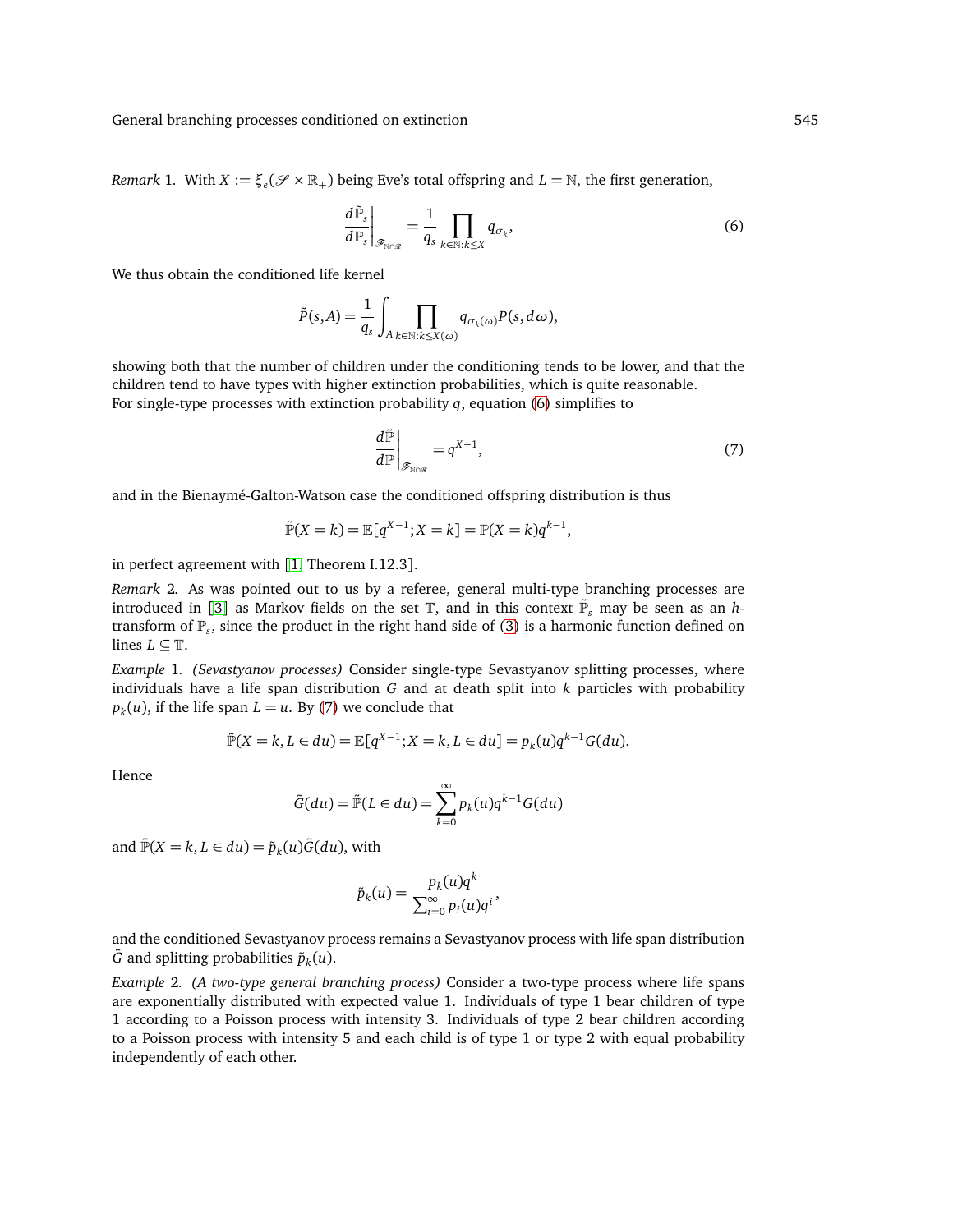*Remark* 1. With $X := \xi_e(\mathscr{S} \times \mathbb{R}_+)$ being Eve's total offspring and $L = \mathbb{N}$, the first generation,

$$\left.\frac{d\tilde{\mathbb{P}}_s}{d\mathbb{P}_s}\right|_{\mathscr{F}_{\mathbb{N}\cap\mathscr{R}}} = \frac{1}{q_s} \prod_{k \in \mathbb{N}: k \le X} q_{\sigma_k}, \tag{6}$$

We thus obtain the conditioned life kernel

$$\tilde{P}(s, A) = \frac{1}{q_s} \int_A \prod_{k \in \mathbb{N}: k \le X(\omega)} q_{\sigma_k(\omega)} P(s, d\omega),$$

showing both that the number of children under the conditioning tends to be lower, and that the children tend to have types with higher extinction probabilities, which is quite reasonable.
For single-type processes with extinction probability $q$, equation (6) simplifies to

$$\left.\frac{d\tilde{\mathbb{P}}}{d\mathbb{P}}\right|_{\mathscr{F}_{\mathbb{N}\cap\mathscr{R}}} = q^{X-1}, \tag{7}$$

and in the Bienaymé-Galton-Watson case the conditioned offspring distribution is thus

$$\tilde{\mathbb{P}}(X = k) = \mathbb{E}[q^{X-1}; X = k] = \mathbb{P}(X = k) q^{k-1},$$

in perfect agreement with [1, Theorem I.12.3].

*Remark* 2. As was pointed out to us by a referee, general multi-type branching processes are introduced in [3] as Markov fields on the set $\mathbb{T}$, and in this context $\tilde{\mathbb{P}}_s$ may be seen as an $h$-transform of $\mathbb{P}_s$, since the product in the right hand side of (3) is a harmonic function defined on lines $L \subseteq \mathbb{T}$.

*Example* 1. *(Sevastyanov processes)* Consider single-type Sevastyanov splitting processes, where individuals have a life span distribution $G$ and at death split into $k$ particles with probability $p_k(u)$, if the life span $L = u$. By (7) we conclude that

$$\tilde{\mathbb{P}}(X = k, L \in du) = \mathbb{E}[q^{X-1}; X = k, L \in du] = p_k(u) q^{k-1} G(du).$$

Hence

$$\tilde{G}(du) = \tilde{\mathbb{P}}(L \in du) = \sum_{k=0}^{\infty} p_k(u) q^{k-1} G(du)$$

and $\tilde{\mathbb{P}}(X = k, L \in du) = \tilde{p}_k(u)\tilde{G}(du)$, with

$$\tilde{p}_k(u) = \frac{p_k(u) q^k}{\sum_{i=0}^{\infty} p_i(u) q^i},$$

and the conditioned Sevastyanov process remains a Sevastyanov process with life span distribution $\tilde{G}$ and splitting probabilities $\tilde{p}_k(u)$.

*Example* 2. *(A two-type general branching process)* Consider a two-type process where life spans are exponentially distributed with expected value 1. Individuals of type 1 bear children of type 1 according to a Poisson process with intensity 3. Individuals of type 2 bear children according to a Poisson process with intensity 5 and each child is of type 1 or type 2 with equal probability independently of each other.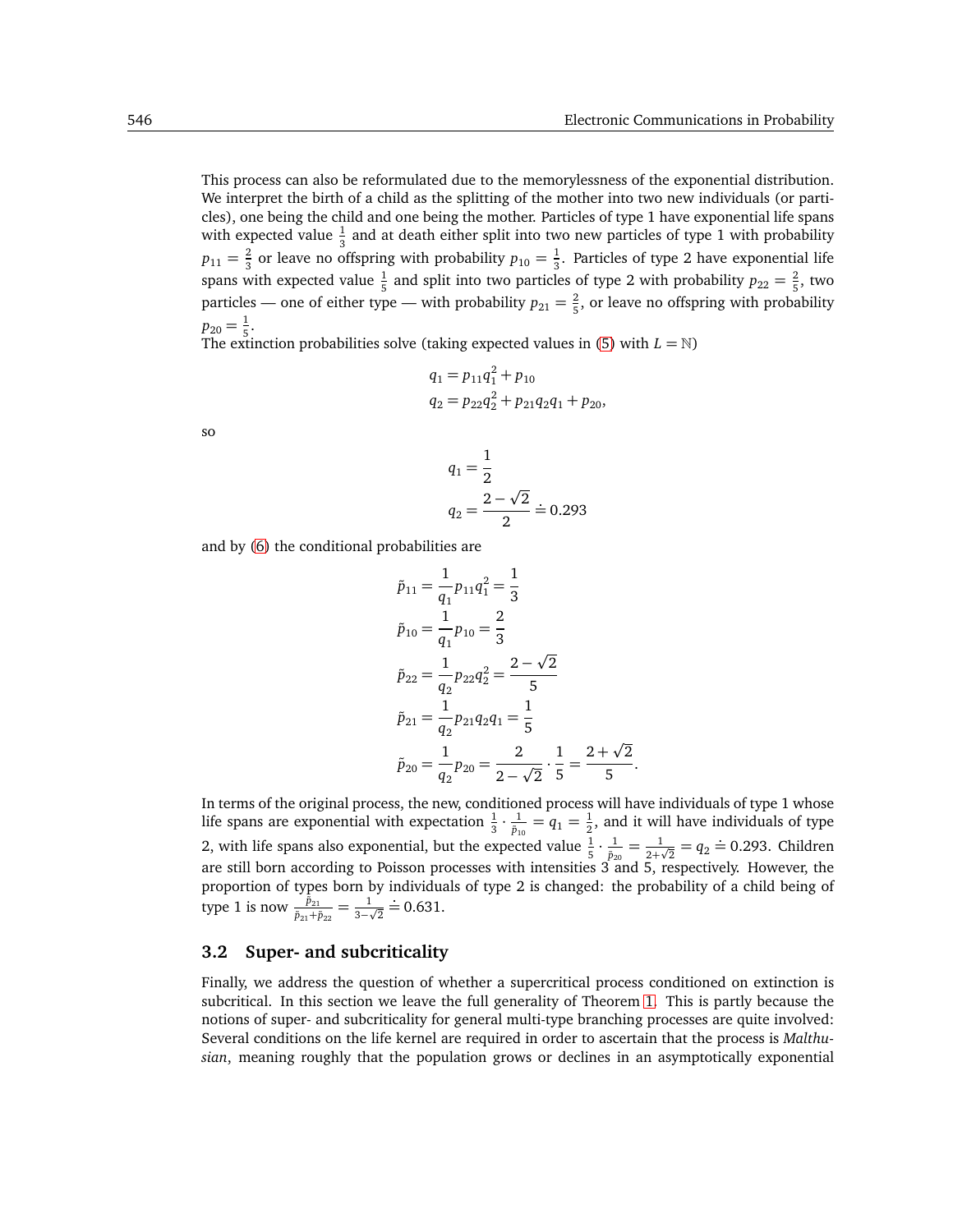This process can also be reformulated due to the memorylessness of the exponential distribution. We interpret the birth of a child as the splitting of the mother into two new individuals (or particles), one being the child and one being the mother. Particles of type 1 have exponential life spans with expected value $\frac{1}{3}$ and at death either split into two new particles of type 1 with probability $p_{11} = \frac{2}{3}$ or leave no offspring with probability $p_{10} = \frac{1}{3}$. Particles of type 2 have exponential life spans with expected value $\frac{1}{5}$ and split into two particles of type 2 with probability $p_{22} = \frac{2}{5}$, two particles — one of either type — with probability $p_{21} = \frac{2}{5}$, or leave no offspring with probability $p_{20} = \frac{1}{5}$.

The extinction probabilities solve (taking expected values in (5) with $L = \mathbb{N}$)

$$
\begin{aligned}
q_1 &= p_{11}q_1^2 + p_{10} \\
q_2 &= p_{22}q_2^2 + p_{21}q_2q_1 + p_{20},
\end{aligned}
$$

so

$$
\begin{aligned}
q_1 &= \frac{1}{2} \\
q_2 &= \frac{2-\sqrt{2}}{2} \doteq 0.293
\end{aligned}
$$

and by (6) the conditional probabilities are

$$
\begin{aligned}
\tilde{p}_{11} &= \frac{1}{q_1}p_{11}q_1^2 = \frac{1}{3} \\
\tilde{p}_{10} &= \frac{1}{q_1}p_{10} = \frac{2}{3} \\
\tilde{p}_{22} &= \frac{1}{q_2}p_{22}q_2^2 = \frac{2-\sqrt{2}}{5} \\
\tilde{p}_{21} &= \frac{1}{q_2}p_{21}q_2q_1 = \frac{1}{5} \\
\tilde{p}_{20} &= \frac{1}{q_2}p_{20} = \frac{2}{2-\sqrt{2}} \cdot \frac{1}{5} = \frac{2+\sqrt{2}}{5}.
\end{aligned}
$$

In terms of the original process, the new, conditioned process will have individuals of type 1 whose life spans are exponential with expectation $\frac{1}{3} \cdot \frac{1}{\tilde{p}_{10}} = q_1 = \frac{1}{2}$, and it will have individuals of type 2, with life spans also exponential, but the expected value $\frac{1}{5} \cdot \frac{1}{\tilde{p}_{20}} = \frac{1}{2+\sqrt{2}} = q_2 \doteq 0.293$. Children are still born according to Poisson processes with intensities 3 and 5, respectively. However, the proportion of types born by individuals of type 2 is changed: the probability of a child being of type 1 is now $\frac{\tilde{p}_{21}}{\tilde{p}_{21}+\tilde{p}_{22}} = \frac{1}{3-\sqrt{2}} \doteq 0.631$.

### 3.2 Super- and subcriticality

Finally, we address the question of whether a supercritical process conditioned on extinction is subcritical. In this section we leave the full generality of Theorem 1. This is partly because the notions of super- and subcriticality for general multi-type branching processes are quite involved: Several conditions on the life kernel are required in order to ascertain that the process is *Malthusian*, meaning roughly that the population grows or declines in an asymptotically exponential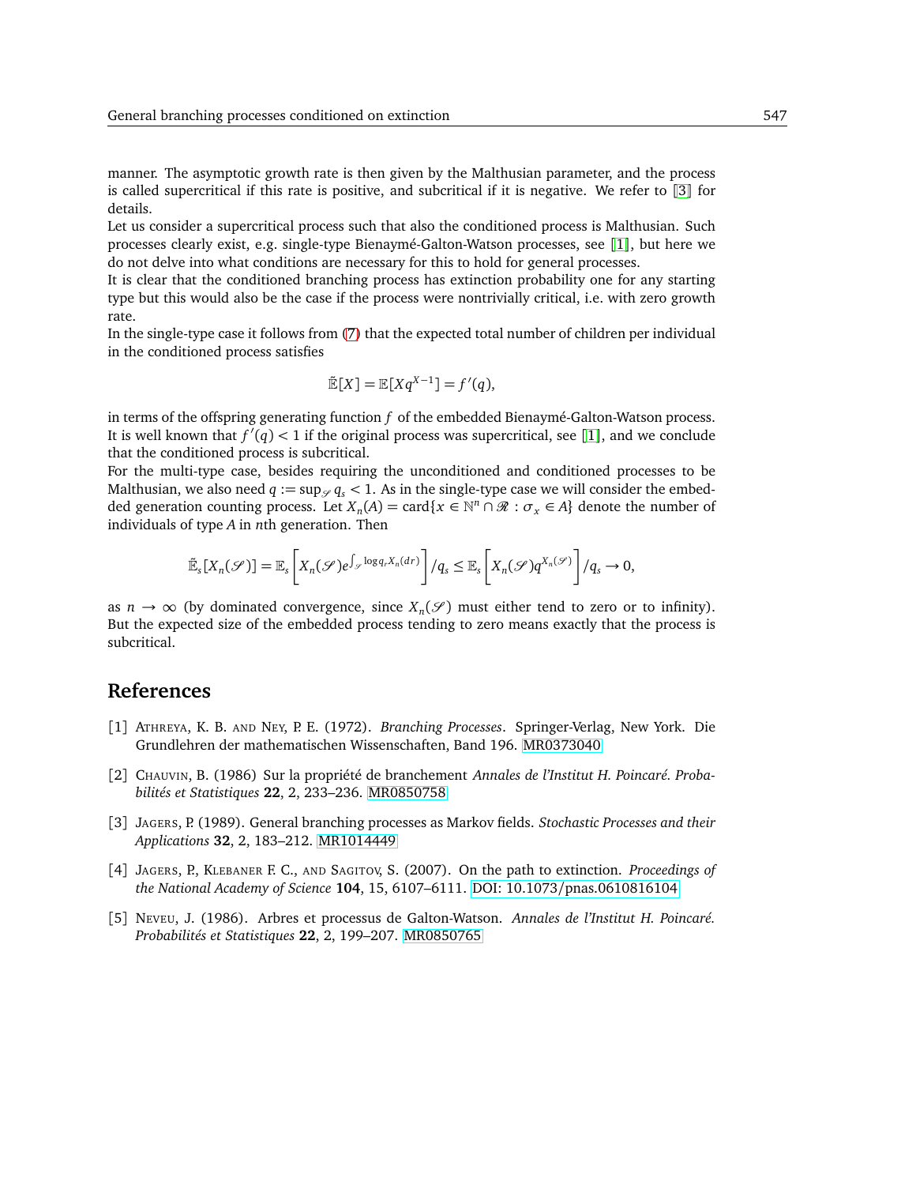manner. The asymptotic growth rate is then given by the Malthusian parameter, and the process is called supercritical if this rate is positive, and subcritical if it is negative. We refer to [3] for details.

Let us consider a supercritical process such that also the conditioned process is Malthusian. Such processes clearly exist, e.g. single-type Bienaymé-Galton-Watson processes, see [1], but here we do not delve into what conditions are necessary for this to hold for general processes.

It is clear that the conditioned branching process has extinction probability one for any starting type but this would also be the case if the process were nontrivially critical, i.e. with zero growth rate.

In the single-type case it follows from (7) that the expected total number of children per individual in the conditioned process satisfies

$$\tilde{\mathbb{E}}[X] = \mathbb{E}[Xq^{X-1}] = f'(q),$$

in terms of the offspring generating function $f$ of the embedded Bienaymé-Galton-Watson process. It is well known that $f'(q) < 1$ if the original process was supercritical, see [1], and we conclude that the conditioned process is subcritical.

For the multi-type case, besides requiring the unconditioned and conditioned processes to be Malthusian, we also need $q := \sup_{\mathscr{S}} q_s < 1$. As in the single-type case we will consider the embedded generation counting process. Let $X_n(A) = \text{card}\{x \in \mathbb{N}^n \cap \mathscr{R} : \sigma_x \in A\}$ denote the number of individuals of type $A$ in $n$th generation. Then

$$\tilde{\mathbb{E}}_s[X_n(\mathscr{S})] = \mathbb{E}_s\left[X_n(\mathscr{S})e^{\int_{\mathscr{S}} \log q_r X_n(dr)}\right]/q_s \leq \mathbb{E}_s\left[X_n(\mathscr{S})q^{X_n(\mathscr{S})}\right]/q_s \to 0,$$

as $n \to \infty$ (by dominated convergence, since $X_n(\mathscr{S})$ must either tend to zero or to infinity). But the expected size of the embedded process tending to zero means exactly that the process is subcritical.

## References

[1] Athreya, K. B. and Ney, P. E. (1972). *Branching Processes*. Springer-Verlag, New York. Die Grundlehren der mathematischen Wissenschaften, Band 196. MR0373040

[2] Chauvin, B. (1986) Sur la propriété de branchement *Annales de l'Institut H. Poincaré. Probabilités et Statistiques* **22**, 2, 233–236. MR0850758

[3] Jagers, P. (1989). General branching processes as Markov fields. *Stochastic Processes and their Applications* **32**, 2, 183–212. MR1014449

[4] Jagers, P., Klebaner F. C., and Sagitov, S. (2007). On the path to extinction. *Proceedings of the National Academy of Science* **104**, 15, 6107–6111. DOI: 10.1073/pnas.0610816104

[5] Neveu, J. (1986). Arbres et processus de Galton-Watson. *Annales de l'Institut H. Poincaré. Probabilités et Statistiques* **22**, 2, 199–207. MR0850765